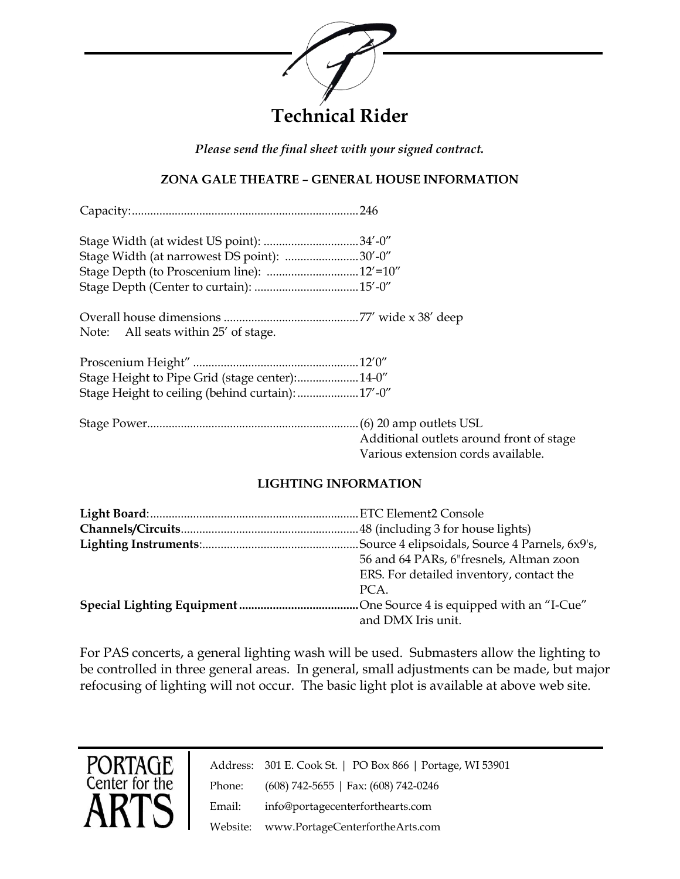# Technical Rider

*Please send the final sheet with your signed contract.*

## ZONA GALE THEATRE – GENERAL HOUSE INFORMATION

Capacity:..........................................................................246

Stage Width (at widest US point): ...............................34'-0"
Stage Width (at narrowest DS point): ........................30'-0"
Stage Depth (to Proscenium line): ..............................12'=10"
Stage Depth (Center to curtain): ..................................15'-0"

Overall house dimensions ............................................77' wide x 38' deep
Note: All seats within 25' of stage.

Proscenium Height" ......................................................12'0"
Stage Height to Pipe Grid (stage center):....................14-0"
Stage Height to ceiling (behind curtain): ....................17'-0"

Stage Power.....................................................................(6) 20 amp outlets USL
Additional outlets around front of stage
Various extension cords available.

## LIGHTING INFORMATION

**Light Board**:....................................................................ETC Element2 Console
**Channels/Circuits**..........................................................48 (including 3 for house lights)
**Lighting Instruments**:...................................................Source 4 elipsoidals, Source 4 Parnels, 6x9's, 56 and 64 PARs, 6"fresnels, Altman zoon ERS. For detailed inventory, contact the PCA.
**Special Lighting Equipment.......................................**One Source 4 is equipped with an "I-Cue" and DMX Iris unit.

For PAS concerts, a general lighting wash will be used. Submasters allow the lighting to be controlled in three general areas. In general, small adjustments can be made, but major refocusing of lighting will not occur. The basic light plot is available at above web site.

PORTAGE Center for the ARTS

Address: 301 E. Cook St. | PO Box 866 | Portage, WI 53901
Phone: (608) 742-5655 | Fax: (608) 742-0246
Email: info@portagecenterforthearts.com
Website: www.PortageCenterfortheArts.com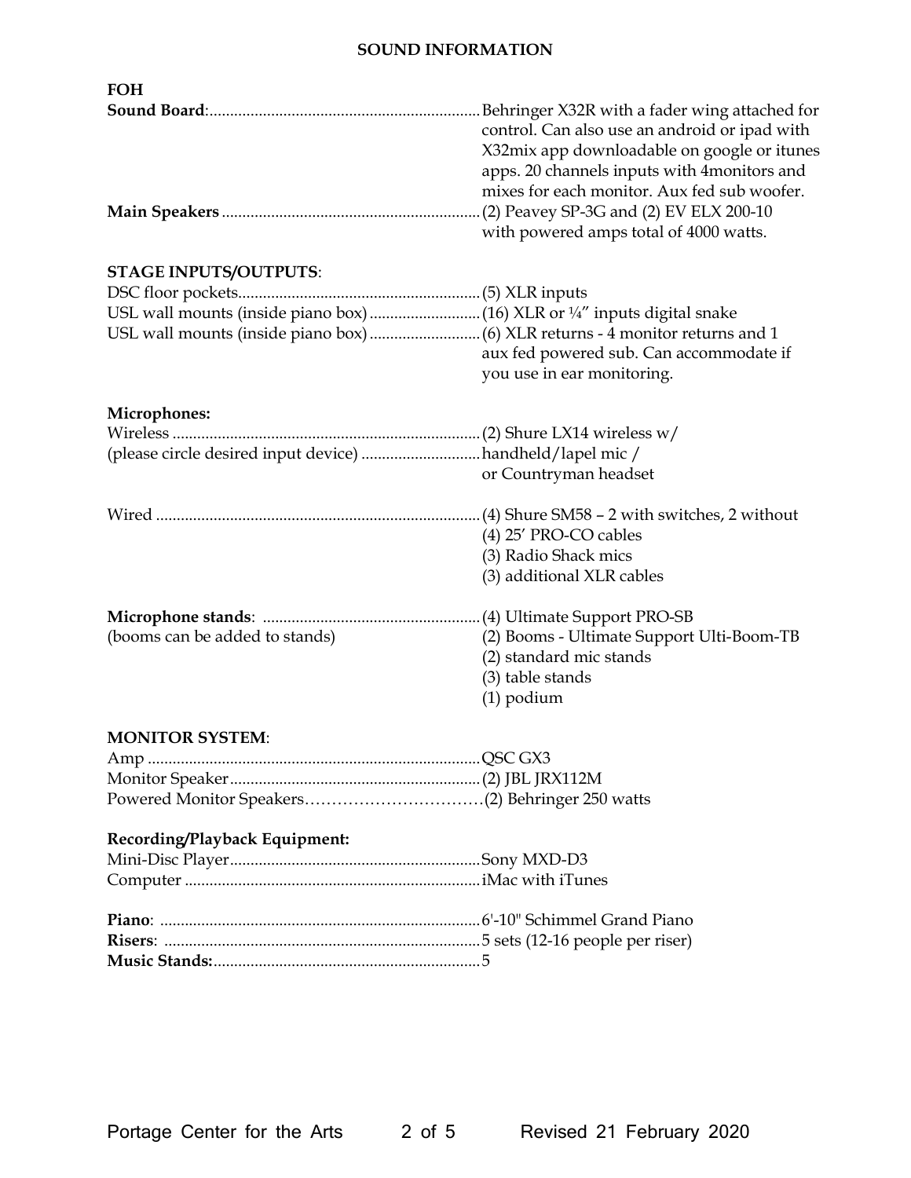# SOUND INFORMATION

## FOH

**Sound Board**: Behringer X32R with a fader wing attached for control. Can also use an android or ipad with X32mix app downloadable on google or itunes apps. 20 channels inputs with 4monitors and mixes for each monitor. Aux fed sub woofer.

**Main Speakers**: (2) Peavey SP-3G and (2) EV ELX 200-10 with powered amps total of 4000 watts.

## STAGE INPUTS/OUTPUTS:

DSC floor pockets: (5) XLR inputs

USL wall mounts (inside piano box): (16) XLR or ¼" inputs digital snake

USL wall mounts (inside piano box): (6) XLR returns - 4 monitor returns and 1 aux fed powered sub. Can accommodate if you use in ear monitoring.

## Microphones:

Wireless: (2) Shure LX14 wireless w/

(please circle desired input device): handheld/lapel mic / or Countryman headset

Wired:
- (4) Shure SM58 – 2 with switches, 2 without
- (4) 25' PRO-CO cables
- (3) Radio Shack mics
- (3) additional XLR cables

**Microphone stands**:
(booms can be added to stands)
- (4) Ultimate Support PRO-SB
- (2) Booms - Ultimate Support Ulti-Boom-TB
- (2) standard mic stands
- (3) table stands
- (1) podium

## MONITOR SYSTEM:

Amp: QSC GX3

Monitor Speaker: (2) JBL JRX112M

Powered Monitor Speakers: (2) Behringer 250 watts

## Recording/Playback Equipment:

Mini-Disc Player: Sony MXD-D3

Computer: iMac with iTunes

**Piano**: 6'-10" Schimmel Grand Piano

**Risers**: 5 sets (12-16 people per riser)

**Music Stands:** 5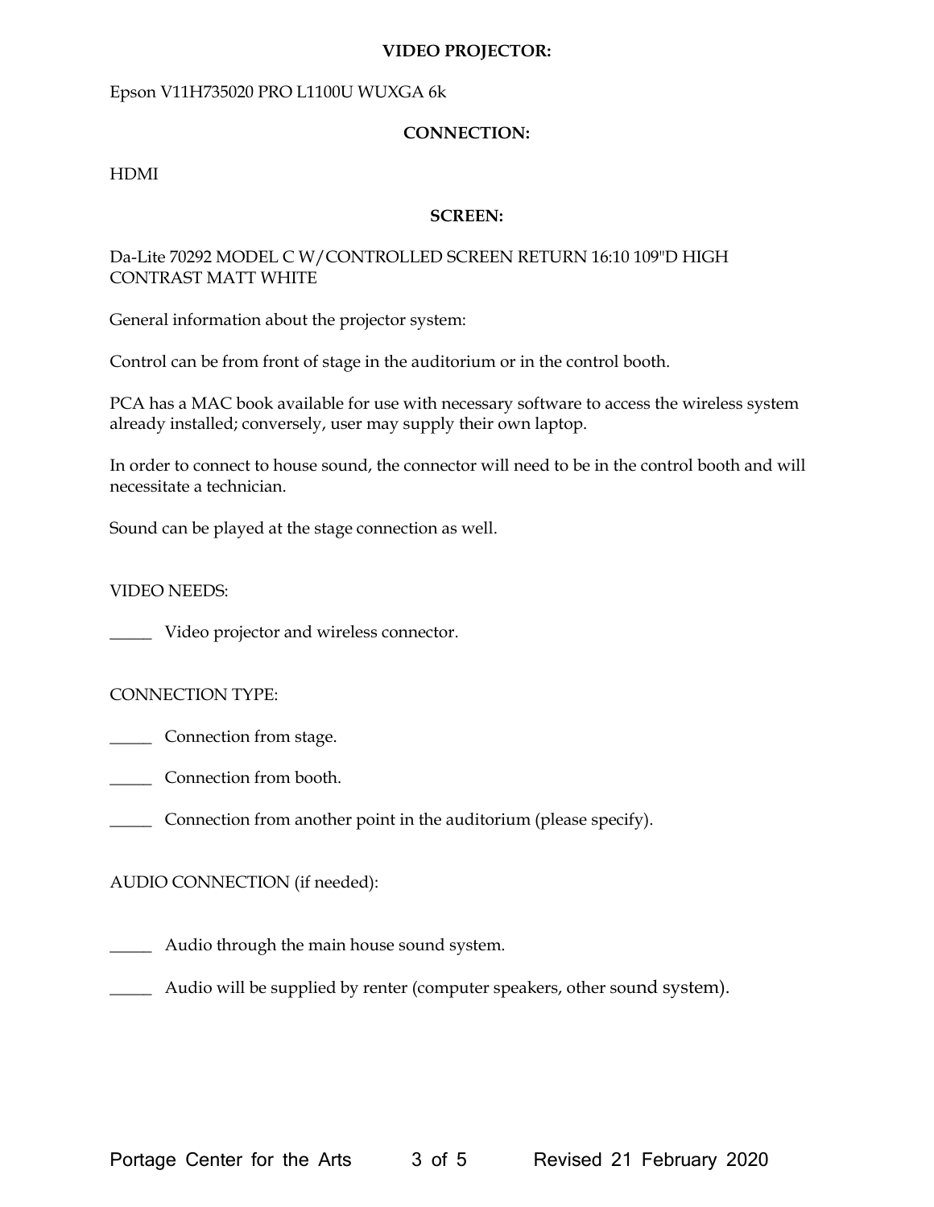**VIDEO PROJECTOR:**

Epson V11H735020 PRO L1100U WUXGA 6k

**CONNECTION:**

HDMI

**SCREEN:**

Da-Lite 70292 MODEL C W/CONTROLLED SCREEN RETURN 16:10 109"D HIGH CONTRAST MATT WHITE

General information about the projector system:

Control can be from front of stage in the auditorium or in the control booth.

PCA has a MAC book available for use with necessary software to access the wireless system already installed; conversely, user may supply their own laptop.

In order to connect to house sound, the connector will need to be in the control booth and will necessitate a technician.

Sound can be played at the stage connection as well.

VIDEO NEEDS:

_____ Video projector and wireless connector.

CONNECTION TYPE:

_____ Connection from stage.

_____ Connection from booth.

_____ Connection from another point in the auditorium (please specify).

AUDIO CONNECTION (if needed):

_____ Audio through the main house sound system.

_____ Audio will be supplied by renter (computer speakers, other sound system).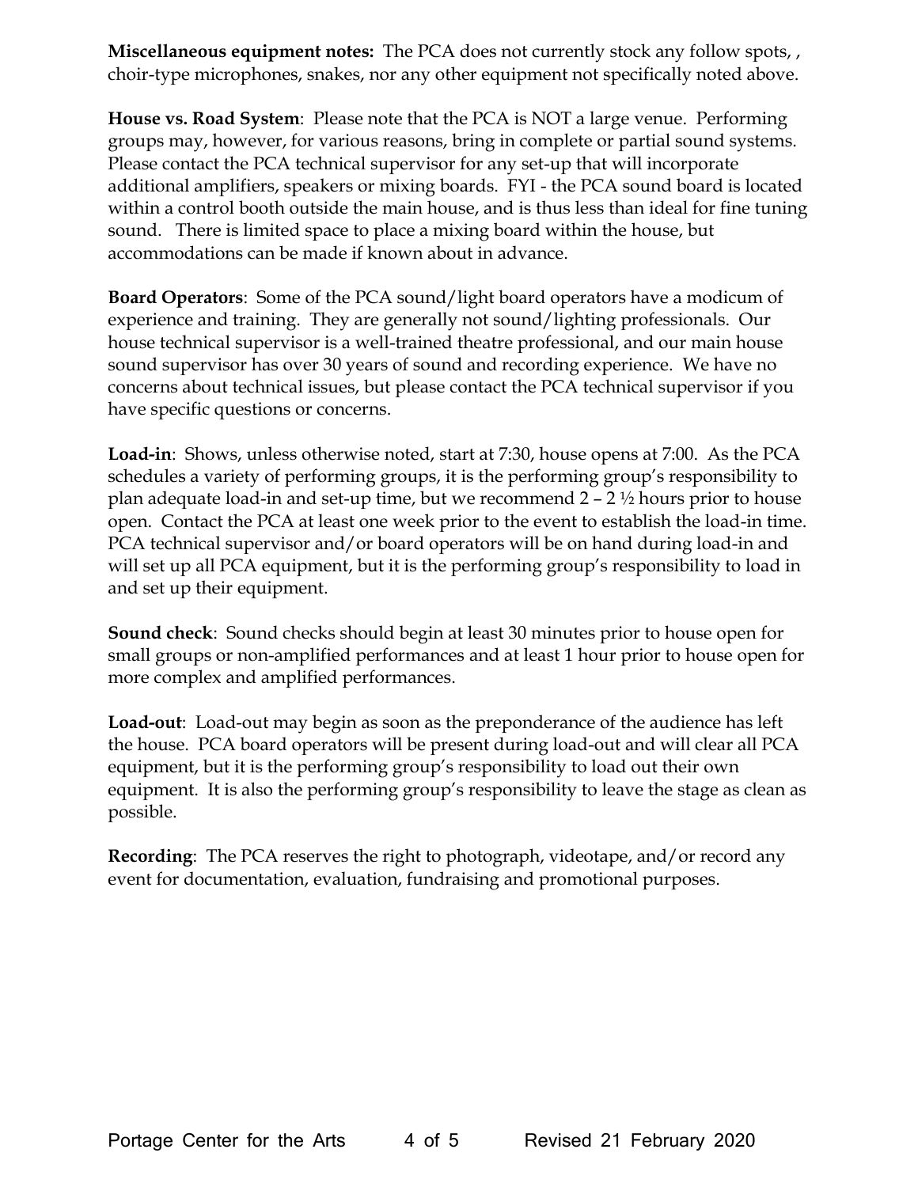**Miscellaneous equipment notes:** The PCA does not currently stock any follow spots, , choir-type microphones, snakes, nor any other equipment not specifically noted above.

**House vs. Road System**: Please note that the PCA is NOT a large venue. Performing groups may, however, for various reasons, bring in complete or partial sound systems. Please contact the PCA technical supervisor for any set-up that will incorporate additional amplifiers, speakers or mixing boards. FYI - the PCA sound board is located within a control booth outside the main house, and is thus less than ideal for fine tuning sound. There is limited space to place a mixing board within the house, but accommodations can be made if known about in advance.

**Board Operators**: Some of the PCA sound/light board operators have a modicum of experience and training. They are generally not sound/lighting professionals. Our house technical supervisor is a well-trained theatre professional, and our main house sound supervisor has over 30 years of sound and recording experience. We have no concerns about technical issues, but please contact the PCA technical supervisor if you have specific questions or concerns.

**Load-in**: Shows, unless otherwise noted, start at 7:30, house opens at 7:00. As the PCA schedules a variety of performing groups, it is the performing group's responsibility to plan adequate load-in and set-up time, but we recommend 2 – 2 ½ hours prior to house open. Contact the PCA at least one week prior to the event to establish the load-in time. PCA technical supervisor and/or board operators will be on hand during load-in and will set up all PCA equipment, but it is the performing group's responsibility to load in and set up their equipment.

**Sound check**: Sound checks should begin at least 30 minutes prior to house open for small groups or non-amplified performances and at least 1 hour prior to house open for more complex and amplified performances.

**Load-out**: Load-out may begin as soon as the preponderance of the audience has left the house. PCA board operators will be present during load-out and will clear all PCA equipment, but it is the performing group's responsibility to load out their own equipment. It is also the performing group's responsibility to leave the stage as clean as possible.

**Recording**: The PCA reserves the right to photograph, videotape, and/or record any event for documentation, evaluation, fundraising and promotional purposes.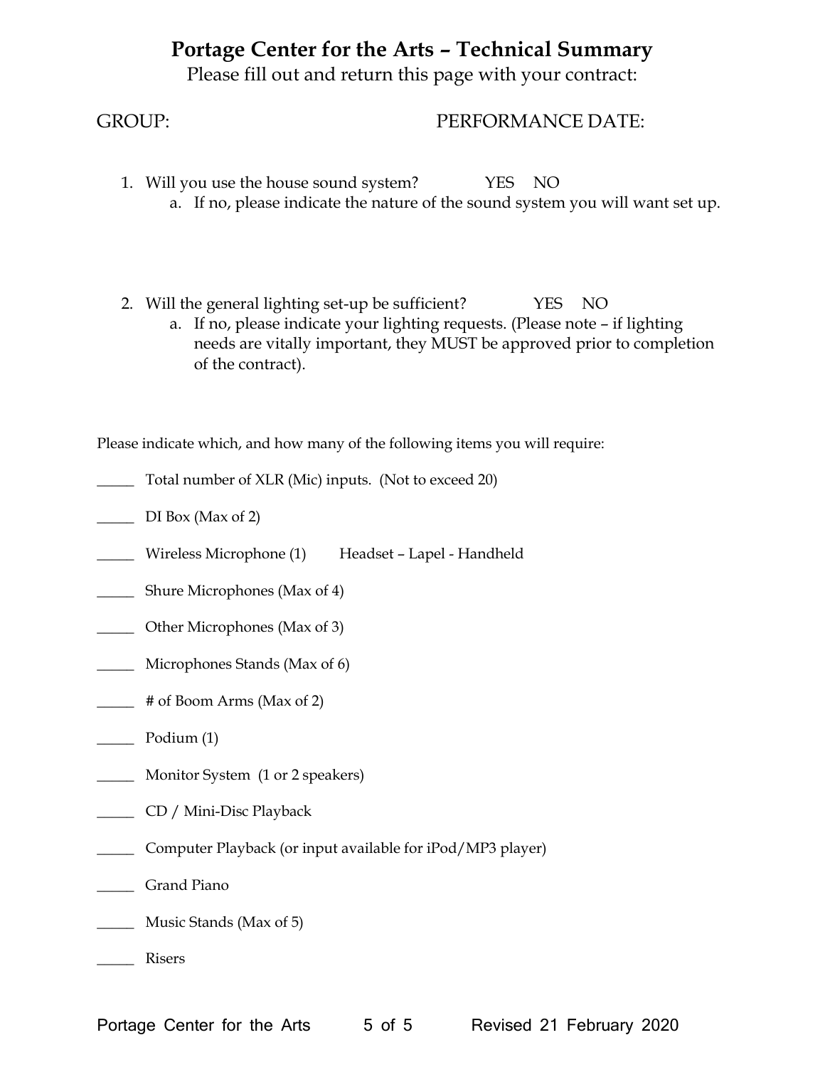# Portage Center for the Arts – Technical Summary

Please fill out and return this page with your contract:

GROUP: PERFORMANCE DATE:

1. Will you use the house sound system? YES NO
   a. If no, please indicate the nature of the sound system you will want set up.

2. Will the general lighting set-up be sufficient? YES NO
   a. If no, please indicate your lighting requests. (Please note – if lighting needs are vitally important, they MUST be approved prior to completion of the contract).

Please indicate which, and how many of the following items you will require:

_____ Total number of XLR (Mic) inputs. (Not to exceed 20)

_____ DI Box (Max of 2)

_____ Wireless Microphone (1) Headset – Lapel - Handheld

_____ Shure Microphones (Max of 4)

_____ Other Microphones (Max of 3)

_____ Microphones Stands (Max of 6)

_____ # of Boom Arms (Max of 2)

_____ Podium (1)

_____ Monitor System (1 or 2 speakers)

_____ CD / Mini-Disc Playback

_____ Computer Playback (or input available for iPod/MP3 player)

_____ Grand Piano

_____ Music Stands (Max of 5)

_____ Risers